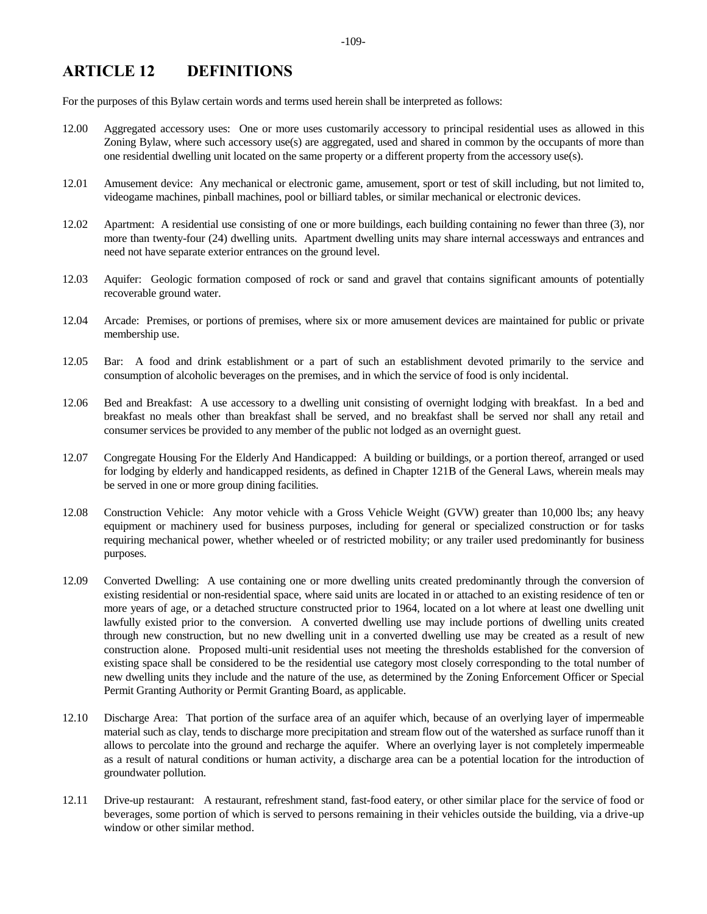# ARTICLE 12 DEFINITIONS

For the purposes of this Bylaw certain words and terms used herein shall be interpreted as follows:

12.00 Aggregated accessory uses: One or more uses customarily accessory to principal residential uses as allowed in this Zoning Bylaw, where such accessory use(s) are aggregated, used and shared in common by the occupants of more than one residential dwelling unit located on the same property or a different property from the accessory use(s).

12.01 Amusement device: Any mechanical or electronic game, amusement, sport or test of skill including, but not limited to, videogame machines, pinball machines, pool or billiard tables, or similar mechanical or electronic devices.

12.02 Apartment: A residential use consisting of one or more buildings, each building containing no fewer than three (3), nor more than twenty-four (24) dwelling units. Apartment dwelling units may share internal accessways and entrances and need not have separate exterior entrances on the ground level.

12.03 Aquifer: Geologic formation composed of rock or sand and gravel that contains significant amounts of potentially recoverable ground water.

12.04 Arcade: Premises, or portions of premises, where six or more amusement devices are maintained for public or private membership use.

12.05 Bar: A food and drink establishment or a part of such an establishment devoted primarily to the service and consumption of alcoholic beverages on the premises, and in which the service of food is only incidental.

12.06 Bed and Breakfast: A use accessory to a dwelling unit consisting of overnight lodging with breakfast. In a bed and breakfast no meals other than breakfast shall be served, and no breakfast shall be served nor shall any retail and consumer services be provided to any member of the public not lodged as an overnight guest.

12.07 Congregate Housing For the Elderly And Handicapped: A building or buildings, or a portion thereof, arranged or used for lodging by elderly and handicapped residents, as defined in Chapter 121B of the General Laws, wherein meals may be served in one or more group dining facilities.

12.08 Construction Vehicle: Any motor vehicle with a Gross Vehicle Weight (GVW) greater than 10,000 lbs; any heavy equipment or machinery used for business purposes, including for general or specialized construction or for tasks requiring mechanical power, whether wheeled or of restricted mobility; or any trailer used predominantly for business purposes.

12.09 Converted Dwelling: A use containing one or more dwelling units created predominantly through the conversion of existing residential or non-residential space, where said units are located in or attached to an existing residence of ten or more years of age, or a detached structure constructed prior to 1964, located on a lot where at least one dwelling unit lawfully existed prior to the conversion. A converted dwelling use may include portions of dwelling units created through new construction, but no new dwelling unit in a converted dwelling use may be created as a result of new construction alone. Proposed multi-unit residential uses not meeting the thresholds established for the conversion of existing space shall be considered to be the residential use category most closely corresponding to the total number of new dwelling units they include and the nature of the use, as determined by the Zoning Enforcement Officer or Special Permit Granting Authority or Permit Granting Board, as applicable.

12.10 Discharge Area: That portion of the surface area of an aquifer which, because of an overlying layer of impermeable material such as clay, tends to discharge more precipitation and stream flow out of the watershed as surface runoff than it allows to percolate into the ground and recharge the aquifer. Where an overlying layer is not completely impermeable as a result of natural conditions or human activity, a discharge area can be a potential location for the introduction of groundwater pollution.

12.11 Drive-up restaurant: A restaurant, refreshment stand, fast-food eatery, or other similar place for the service of food or beverages, some portion of which is served to persons remaining in their vehicles outside the building, via a drive-up window or other similar method.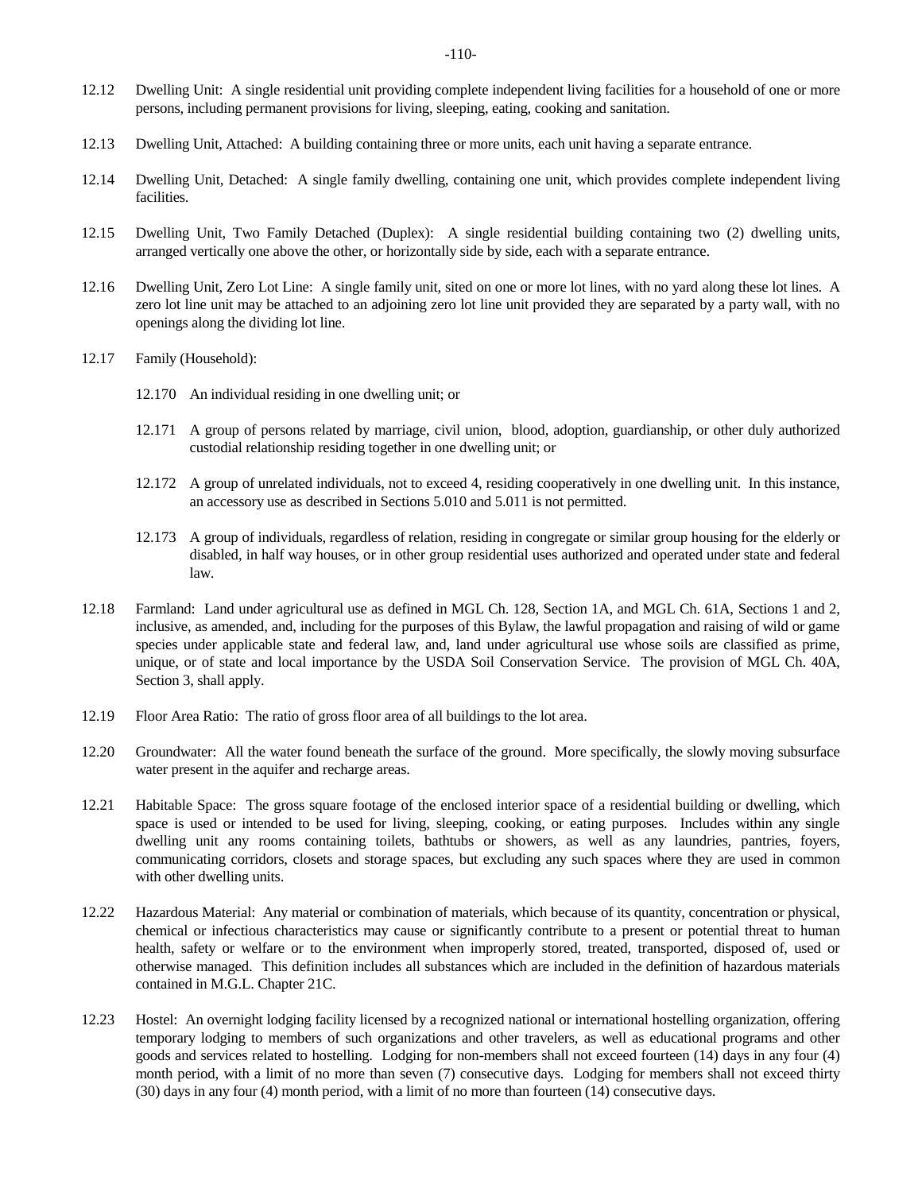12.12 Dwelling Unit: A single residential unit providing complete independent living facilities for a household of one or more persons, including permanent provisions for living, sleeping, eating, cooking and sanitation.

12.13 Dwelling Unit, Attached: A building containing three or more units, each unit having a separate entrance.

12.14 Dwelling Unit, Detached: A single family dwelling, containing one unit, which provides complete independent living facilities.

12.15 Dwelling Unit, Two Family Detached (Duplex): A single residential building containing two (2) dwelling units, arranged vertically one above the other, or horizontally side by side, each with a separate entrance.

12.16 Dwelling Unit, Zero Lot Line: A single family unit, sited on one or more lot lines, with no yard along these lot lines. A zero lot line unit may be attached to an adjoining zero lot line unit provided they are separated by a party wall, with no openings along the dividing lot line.

12.17 Family (Household):

12.170 An individual residing in one dwelling unit; or

12.171 A group of persons related by marriage, civil union, blood, adoption, guardianship, or other duly authorized custodial relationship residing together in one dwelling unit; or

12.172 A group of unrelated individuals, not to exceed 4, residing cooperatively in one dwelling unit. In this instance, an accessory use as described in Sections 5.010 and 5.011 is not permitted.

12.173 A group of individuals, regardless of relation, residing in congregate or similar group housing for the elderly or disabled, in half way houses, or in other group residential uses authorized and operated under state and federal law.

12.18 Farmland: Land under agricultural use as defined in MGL Ch. 128, Section 1A, and MGL Ch. 61A, Sections 1 and 2, inclusive, as amended, and, including for the purposes of this Bylaw, the lawful propagation and raising of wild or game species under applicable state and federal law, and, land under agricultural use whose soils are classified as prime, unique, or of state and local importance by the USDA Soil Conservation Service. The provision of MGL Ch. 40A, Section 3, shall apply.

12.19 Floor Area Ratio: The ratio of gross floor area of all buildings to the lot area.

12.20 Groundwater: All the water found beneath the surface of the ground. More specifically, the slowly moving subsurface water present in the aquifer and recharge areas.

12.21 Habitable Space: The gross square footage of the enclosed interior space of a residential building or dwelling, which space is used or intended to be used for living, sleeping, cooking, or eating purposes. Includes within any single dwelling unit any rooms containing toilets, bathtubs or showers, as well as any laundries, pantries, foyers, communicating corridors, closets and storage spaces, but excluding any such spaces where they are used in common with other dwelling units.

12.22 Hazardous Material: Any material or combination of materials, which because of its quantity, concentration or physical, chemical or infectious characteristics may cause or significantly contribute to a present or potential threat to human health, safety or welfare or to the environment when improperly stored, treated, transported, disposed of, used or otherwise managed. This definition includes all substances which are included in the definition of hazardous materials contained in M.G.L. Chapter 21C.

12.23 Hostel: An overnight lodging facility licensed by a recognized national or international hostelling organization, offering temporary lodging to members of such organizations and other travelers, as well as educational programs and other goods and services related to hostelling. Lodging for non-members shall not exceed fourteen (14) days in any four (4) month period, with a limit of no more than seven (7) consecutive days. Lodging for members shall not exceed thirty (30) days in any four (4) month period, with a limit of no more than fourteen (14) consecutive days.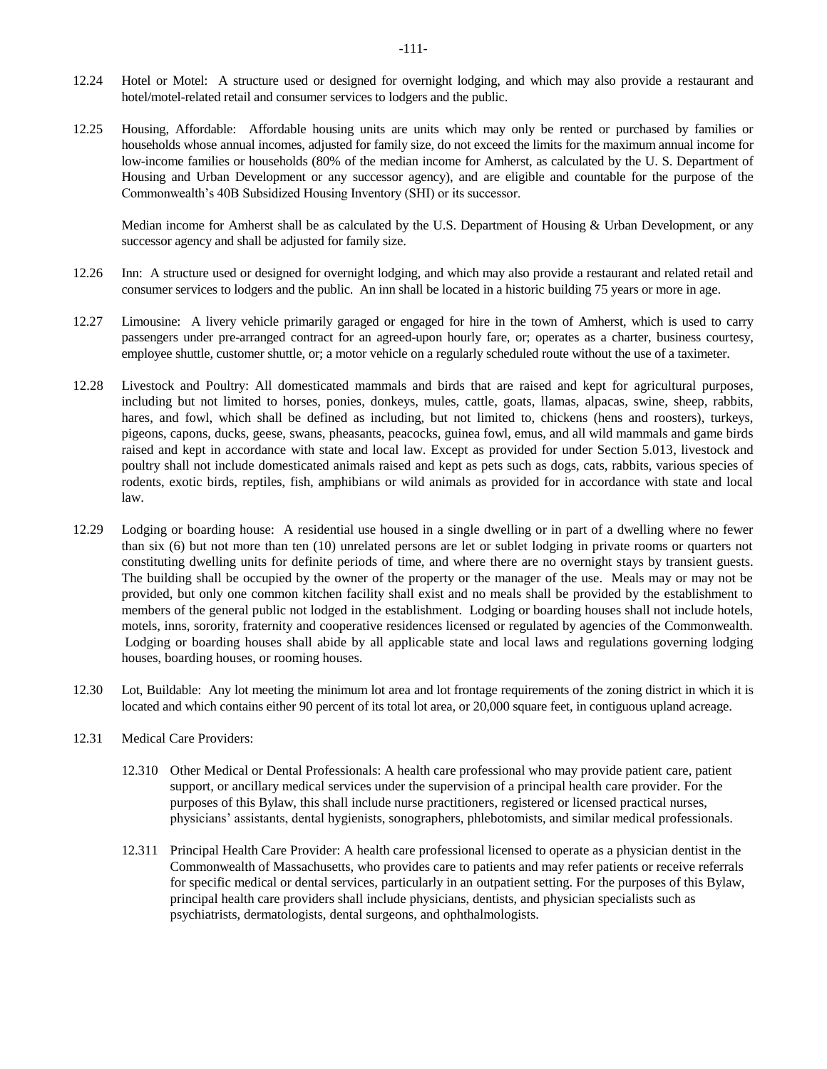12.24 Hotel or Motel: A structure used or designed for overnight lodging, and which may also provide a restaurant and hotel/motel-related retail and consumer services to lodgers and the public.

12.25 Housing, Affordable: Affordable housing units are units which may only be rented or purchased by families or households whose annual incomes, adjusted for family size, do not exceed the limits for the maximum annual income for low-income families or households (80% of the median income for Amherst, as calculated by the U. S. Department of Housing and Urban Development or any successor agency), and are eligible and countable for the purpose of the Commonwealth's 40B Subsidized Housing Inventory (SHI) or its successor.

Median income for Amherst shall be as calculated by the U.S. Department of Housing & Urban Development, or any successor agency and shall be adjusted for family size.

12.26 Inn: A structure used or designed for overnight lodging, and which may also provide a restaurant and related retail and consumer services to lodgers and the public. An inn shall be located in a historic building 75 years or more in age.

12.27 Limousine: A livery vehicle primarily garaged or engaged for hire in the town of Amherst, which is used to carry passengers under pre-arranged contract for an agreed-upon hourly fare, or; operates as a charter, business courtesy, employee shuttle, customer shuttle, or; a motor vehicle on a regularly scheduled route without the use of a taximeter.

12.28 Livestock and Poultry: All domesticated mammals and birds that are raised and kept for agricultural purposes, including but not limited to horses, ponies, donkeys, mules, cattle, goats, llamas, alpacas, swine, sheep, rabbits, hares, and fowl, which shall be defined as including, but not limited to, chickens (hens and roosters), turkeys, pigeons, capons, ducks, geese, swans, pheasants, peacocks, guinea fowl, emus, and all wild mammals and game birds raised and kept in accordance with state and local law. Except as provided for under Section 5.013, livestock and poultry shall not include domesticated animals raised and kept as pets such as dogs, cats, rabbits, various species of rodents, exotic birds, reptiles, fish, amphibians or wild animals as provided for in accordance with state and local law.

12.29 Lodging or boarding house: A residential use housed in a single dwelling or in part of a dwelling where no fewer than six (6) but not more than ten (10) unrelated persons are let or sublet lodging in private rooms or quarters not constituting dwelling units for definite periods of time, and where there are no overnight stays by transient guests. The building shall be occupied by the owner of the property or the manager of the use. Meals may or may not be provided, but only one common kitchen facility shall exist and no meals shall be provided by the establishment to members of the general public not lodged in the establishment. Lodging or boarding houses shall not include hotels, motels, inns, sorority, fraternity and cooperative residences licensed or regulated by agencies of the Commonwealth. Lodging or boarding houses shall abide by all applicable state and local laws and regulations governing lodging houses, boarding houses, or rooming houses.

12.30 Lot, Buildable: Any lot meeting the minimum lot area and lot frontage requirements of the zoning district in which it is located and which contains either 90 percent of its total lot area, or 20,000 square feet, in contiguous upland acreage.

12.31 Medical Care Providers:

12.310 Other Medical or Dental Professionals: A health care professional who may provide patient care, patient support, or ancillary medical services under the supervision of a principal health care provider. For the purposes of this Bylaw, this shall include nurse practitioners, registered or licensed practical nurses, physicians' assistants, dental hygienists, sonographers, phlebotomists, and similar medical professionals.

12.311 Principal Health Care Provider: A health care professional licensed to operate as a physician dentist in the Commonwealth of Massachusetts, who provides care to patients and may refer patients or receive referrals for specific medical or dental services, particularly in an outpatient setting. For the purposes of this Bylaw, principal health care providers shall include physicians, dentists, and physician specialists such as psychiatrists, dermatologists, dental surgeons, and ophthalmologists.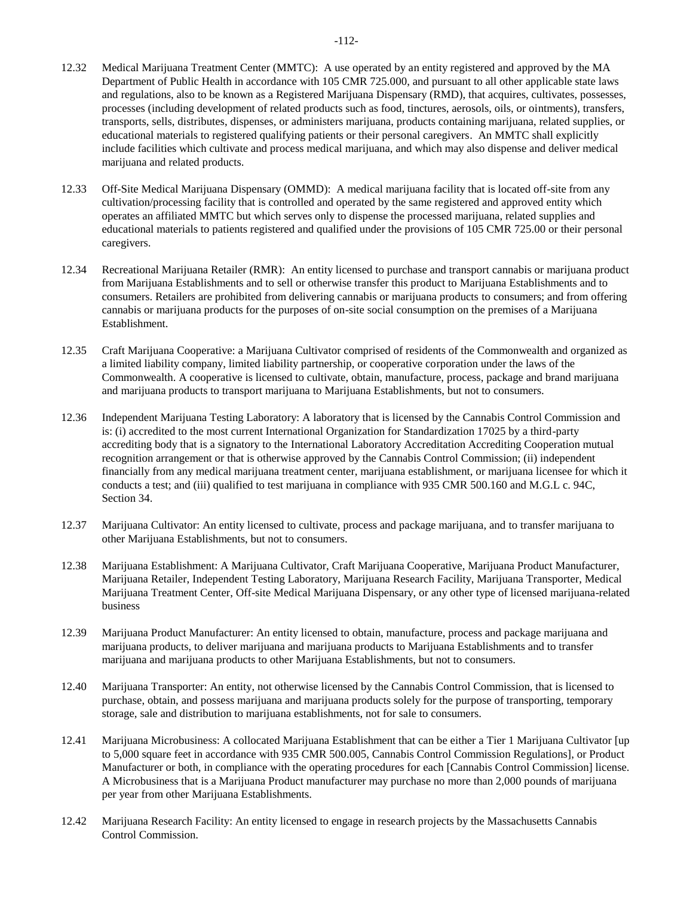12.32 Medical Marijuana Treatment Center (MMTC): A use operated by an entity registered and approved by the MA Department of Public Health in accordance with 105 CMR 725.000, and pursuant to all other applicable state laws and regulations, also to be known as a Registered Marijuana Dispensary (RMD), that acquires, cultivates, possesses, processes (including development of related products such as food, tinctures, aerosols, oils, or ointments), transfers, transports, sells, distributes, dispenses, or administers marijuana, products containing marijuana, related supplies, or educational materials to registered qualifying patients or their personal caregivers. An MMTC shall explicitly include facilities which cultivate and process medical marijuana, and which may also dispense and deliver medical marijuana and related products.

12.33 Off-Site Medical Marijuana Dispensary (OMMD): A medical marijuana facility that is located off-site from any cultivation/processing facility that is controlled and operated by the same registered and approved entity which operates an affiliated MMTC but which serves only to dispense the processed marijuana, related supplies and educational materials to patients registered and qualified under the provisions of 105 CMR 725.00 or their personal caregivers.

12.34 Recreational Marijuana Retailer (RMR): An entity licensed to purchase and transport cannabis or marijuana product from Marijuana Establishments and to sell or otherwise transfer this product to Marijuana Establishments and to consumers. Retailers are prohibited from delivering cannabis or marijuana products to consumers; and from offering cannabis or marijuana products for the purposes of on-site social consumption on the premises of a Marijuana Establishment.

12.35 Craft Marijuana Cooperative: a Marijuana Cultivator comprised of residents of the Commonwealth and organized as a limited liability company, limited liability partnership, or cooperative corporation under the laws of the Commonwealth. A cooperative is licensed to cultivate, obtain, manufacture, process, package and brand marijuana and marijuana products to transport marijuana to Marijuana Establishments, but not to consumers.

12.36 Independent Marijuana Testing Laboratory: A laboratory that is licensed by the Cannabis Control Commission and is: (i) accredited to the most current International Organization for Standardization 17025 by a third-party accrediting body that is a signatory to the International Laboratory Accreditation Accrediting Cooperation mutual recognition arrangement or that is otherwise approved by the Cannabis Control Commission; (ii) independent financially from any medical marijuana treatment center, marijuana establishment, or marijuana licensee for which it conducts a test; and (iii) qualified to test marijuana in compliance with 935 CMR 500.160 and M.G.L c. 94C, Section 34.

12.37 Marijuana Cultivator: An entity licensed to cultivate, process and package marijuana, and to transfer marijuana to other Marijuana Establishments, but not to consumers.

12.38 Marijuana Establishment: A Marijuana Cultivator, Craft Marijuana Cooperative, Marijuana Product Manufacturer, Marijuana Retailer, Independent Testing Laboratory, Marijuana Research Facility, Marijuana Transporter, Medical Marijuana Treatment Center, Off-site Medical Marijuana Dispensary, or any other type of licensed marijuana-related business

12.39 Marijuana Product Manufacturer: An entity licensed to obtain, manufacture, process and package marijuana and marijuana products, to deliver marijuana and marijuana products to Marijuana Establishments and to transfer marijuana and marijuana products to other Marijuana Establishments, but not to consumers.

12.40 Marijuana Transporter: An entity, not otherwise licensed by the Cannabis Control Commission, that is licensed to purchase, obtain, and possess marijuana and marijuana products solely for the purpose of transporting, temporary storage, sale and distribution to marijuana establishments, not for sale to consumers.

12.41 Marijuana Microbusiness: A collocated Marijuana Establishment that can be either a Tier 1 Marijuana Cultivator [up to 5,000 square feet in accordance with 935 CMR 500.005, Cannabis Control Commission Regulations], or Product Manufacturer or both, in compliance with the operating procedures for each [Cannabis Control Commission] license. A Microbusiness that is a Marijuana Product manufacturer may purchase no more than 2,000 pounds of marijuana per year from other Marijuana Establishments.

12.42 Marijuana Research Facility: An entity licensed to engage in research projects by the Massachusetts Cannabis Control Commission.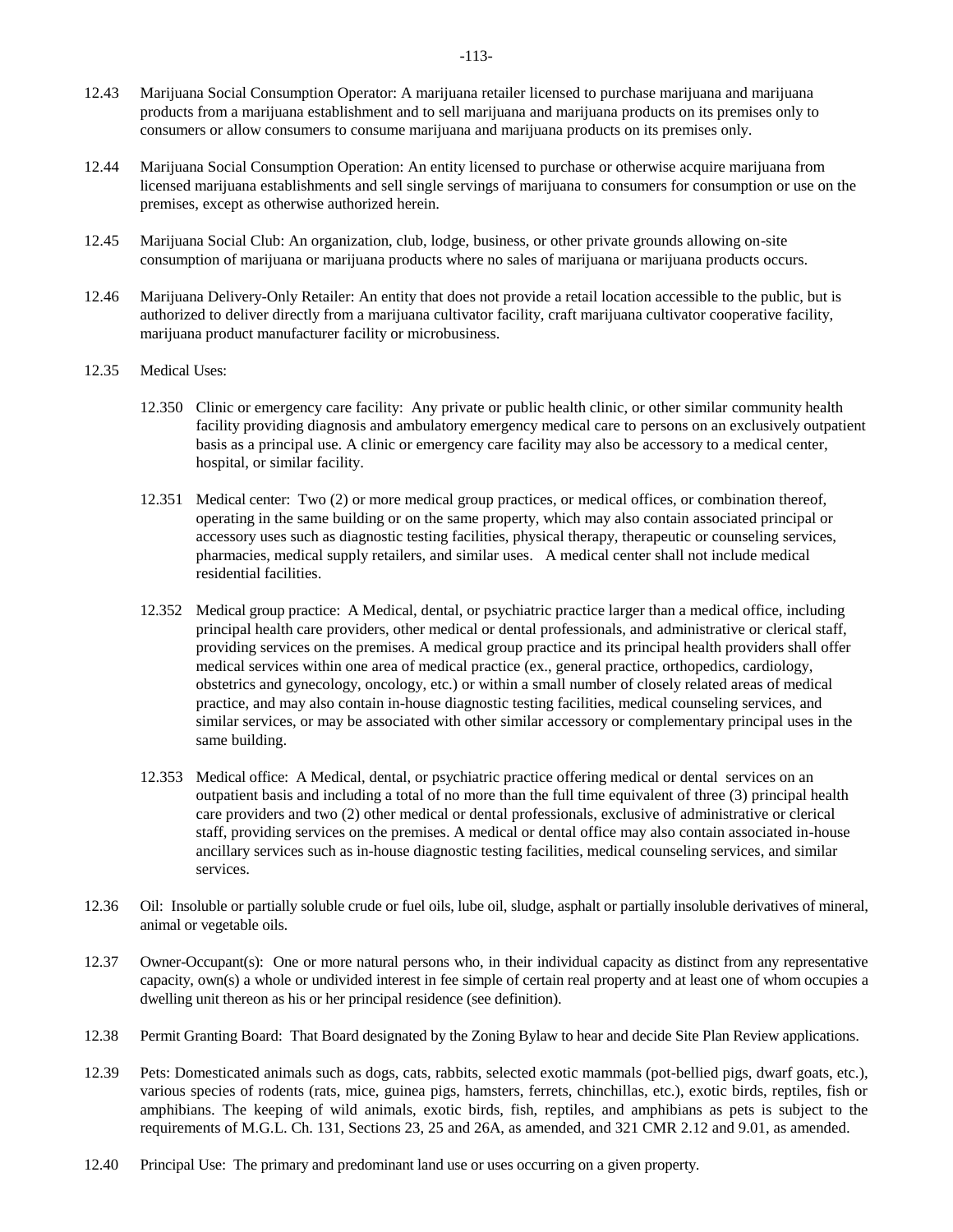12.43 Marijuana Social Consumption Operator: A marijuana retailer licensed to purchase marijuana and marijuana products from a marijuana establishment and to sell marijuana and marijuana products on its premises only to consumers or allow consumers to consume marijuana and marijuana products on its premises only.

12.44 Marijuana Social Consumption Operation: An entity licensed to purchase or otherwise acquire marijuana from licensed marijuana establishments and sell single servings of marijuana to consumers for consumption or use on the premises, except as otherwise authorized herein.

12.45 Marijuana Social Club: An organization, club, lodge, business, or other private grounds allowing on-site consumption of marijuana or marijuana products where no sales of marijuana or marijuana products occurs.

12.46 Marijuana Delivery-Only Retailer: An entity that does not provide a retail location accessible to the public, but is authorized to deliver directly from a marijuana cultivator facility, craft marijuana cultivator cooperative facility, marijuana product manufacturer facility or microbusiness.

12.35 Medical Uses:

12.350 Clinic or emergency care facility: Any private or public health clinic, or other similar community health facility providing diagnosis and ambulatory emergency medical care to persons on an exclusively outpatient basis as a principal use. A clinic or emergency care facility may also be accessory to a medical center, hospital, or similar facility.

12.351 Medical center: Two (2) or more medical group practices, or medical offices, or combination thereof, operating in the same building or on the same property, which may also contain associated principal or accessory uses such as diagnostic testing facilities, physical therapy, therapeutic or counseling services, pharmacies, medical supply retailers, and similar uses. A medical center shall not include medical residential facilities.

12.352 Medical group practice: A Medical, dental, or psychiatric practice larger than a medical office, including principal health care providers, other medical or dental professionals, and administrative or clerical staff, providing services on the premises. A medical group practice and its principal health providers shall offer medical services within one area of medical practice (ex., general practice, orthopedics, cardiology, obstetrics and gynecology, oncology, etc.) or within a small number of closely related areas of medical practice, and may also contain in-house diagnostic testing facilities, medical counseling services, and similar services, or may be associated with other similar accessory or complementary principal uses in the same building.

12.353 Medical office: A Medical, dental, or psychiatric practice offering medical or dental services on an outpatient basis and including a total of no more than the full time equivalent of three (3) principal health care providers and two (2) other medical or dental professionals, exclusive of administrative or clerical staff, providing services on the premises. A medical or dental office may also contain associated in-house ancillary services such as in-house diagnostic testing facilities, medical counseling services, and similar services.

12.36 Oil: Insoluble or partially soluble crude or fuel oils, lube oil, sludge, asphalt or partially insoluble derivatives of mineral, animal or vegetable oils.

12.37 Owner-Occupant(s): One or more natural persons who, in their individual capacity as distinct from any representative capacity, own(s) a whole or undivided interest in fee simple of certain real property and at least one of whom occupies a dwelling unit thereon as his or her principal residence (see definition).

12.38 Permit Granting Board: That Board designated by the Zoning Bylaw to hear and decide Site Plan Review applications.

12.39 Pets: Domesticated animals such as dogs, cats, rabbits, selected exotic mammals (pot-bellied pigs, dwarf goats, etc.), various species of rodents (rats, mice, guinea pigs, hamsters, ferrets, chinchillas, etc.), exotic birds, reptiles, fish or amphibians. The keeping of wild animals, exotic birds, fish, reptiles, and amphibians as pets is subject to the requirements of M.G.L. Ch. 131, Sections 23, 25 and 26A, as amended, and 321 CMR 2.12 and 9.01, as amended.

12.40 Principal Use: The primary and predominant land use or uses occurring on a given property.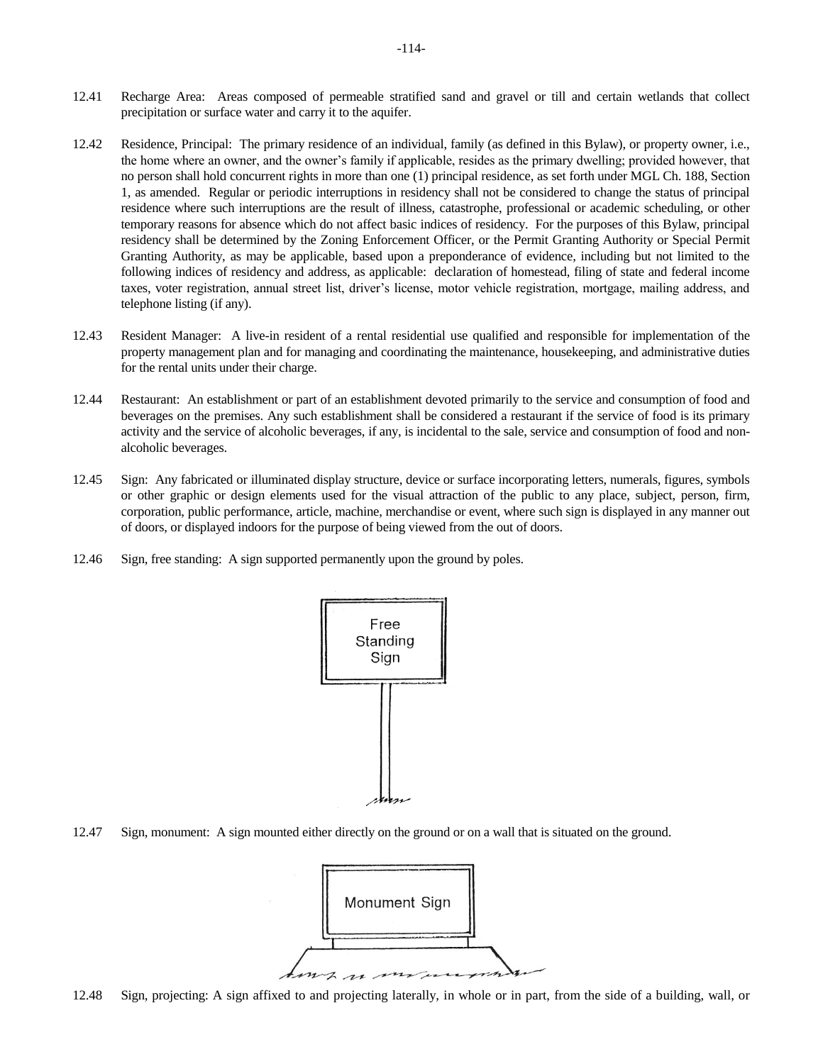12.41 Recharge Area: Areas composed of permeable stratified sand and gravel or till and certain wetlands that collect precipitation or surface water and carry it to the aquifer.

12.42 Residence, Principal: The primary residence of an individual, family (as defined in this Bylaw), or property owner, i.e., the home where an owner, and the owner's family if applicable, resides as the primary dwelling; provided however, that no person shall hold concurrent rights in more than one (1) principal residence, as set forth under MGL Ch. 188, Section 1, as amended. Regular or periodic interruptions in residency shall not be considered to change the status of principal residence where such interruptions are the result of illness, catastrophe, professional or academic scheduling, or other temporary reasons for absence which do not affect basic indices of residency. For the purposes of this Bylaw, principal residency shall be determined by the Zoning Enforcement Officer, or the Permit Granting Authority or Special Permit Granting Authority, as may be applicable, based upon a preponderance of evidence, including but not limited to the following indices of residency and address, as applicable: declaration of homestead, filing of state and federal income taxes, voter registration, annual street list, driver's license, motor vehicle registration, mortgage, mailing address, and telephone listing (if any).

12.43 Resident Manager: A live-in resident of a rental residential use qualified and responsible for implementation of the property management plan and for managing and coordinating the maintenance, housekeeping, and administrative duties for the rental units under their charge.

12.44 Restaurant: An establishment or part of an establishment devoted primarily to the service and consumption of food and beverages on the premises. Any such establishment shall be considered a restaurant if the service of food is its primary activity and the service of alcoholic beverages, if any, is incidental to the sale, service and consumption of food and non-alcoholic beverages.

12.45 Sign: Any fabricated or illuminated display structure, device or surface incorporating letters, numerals, figures, symbols or other graphic or design elements used for the visual attraction of the public to any place, subject, person, firm, corporation, public performance, article, machine, merchandise or event, where such sign is displayed in any manner out of doors, or displayed indoors for the purpose of being viewed from the out of doors.

12.46 Sign, free standing: A sign supported permanently upon the ground by poles.

Free Standing Sign

12.47 Sign, monument: A sign mounted either directly on the ground or on a wall that is situated on the ground.

Monument Sign

12.48 Sign, projecting: A sign affixed to and projecting laterally, in whole or in part, from the side of a building, wall, or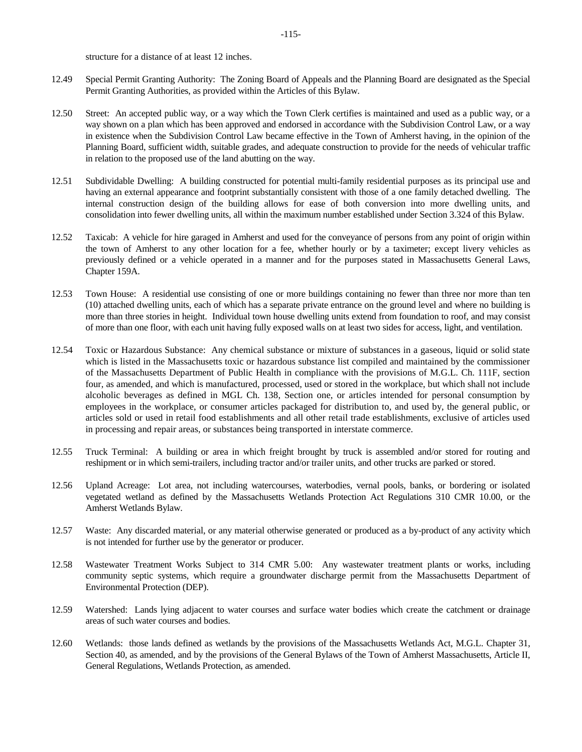structure for a distance of at least 12 inches.

12.49 Special Permit Granting Authority: The Zoning Board of Appeals and the Planning Board are designated as the Special Permit Granting Authorities, as provided within the Articles of this Bylaw.

12.50 Street: An accepted public way, or a way which the Town Clerk certifies is maintained and used as a public way, or a way shown on a plan which has been approved and endorsed in accordance with the Subdivision Control Law, or a way in existence when the Subdivision Control Law became effective in the Town of Amherst having, in the opinion of the Planning Board, sufficient width, suitable grades, and adequate construction to provide for the needs of vehicular traffic in relation to the proposed use of the land abutting on the way.

12.51 Subdividable Dwelling: A building constructed for potential multi-family residential purposes as its principal use and having an external appearance and footprint substantially consistent with those of a one family detached dwelling. The internal construction design of the building allows for ease of both conversion into more dwelling units, and consolidation into fewer dwelling units, all within the maximum number established under Section 3.324 of this Bylaw.

12.52 Taxicab: A vehicle for hire garaged in Amherst and used for the conveyance of persons from any point of origin within the town of Amherst to any other location for a fee, whether hourly or by a taximeter; except livery vehicles as previously defined or a vehicle operated in a manner and for the purposes stated in Massachusetts General Laws, Chapter 159A.

12.53 Town House: A residential use consisting of one or more buildings containing no fewer than three nor more than ten (10) attached dwelling units, each of which has a separate private entrance on the ground level and where no building is more than three stories in height. Individual town house dwelling units extend from foundation to roof, and may consist of more than one floor, with each unit having fully exposed walls on at least two sides for access, light, and ventilation.

12.54 Toxic or Hazardous Substance: Any chemical substance or mixture of substances in a gaseous, liquid or solid state which is listed in the Massachusetts toxic or hazardous substance list compiled and maintained by the commissioner of the Massachusetts Department of Public Health in compliance with the provisions of M.G.L. Ch. 111F, section four, as amended, and which is manufactured, processed, used or stored in the workplace, but which shall not include alcoholic beverages as defined in MGL Ch. 138, Section one, or articles intended for personal consumption by employees in the workplace, or consumer articles packaged for distribution to, and used by, the general public, or articles sold or used in retail food establishments and all other retail trade establishments, exclusive of articles used in processing and repair areas, or substances being transported in interstate commerce.

12.55 Truck Terminal: A building or area in which freight brought by truck is assembled and/or stored for routing and reshipment or in which semi-trailers, including tractor and/or trailer units, and other trucks are parked or stored.

12.56 Upland Acreage: Lot area, not including watercourses, waterbodies, vernal pools, banks, or bordering or isolated vegetated wetland as defined by the Massachusetts Wetlands Protection Act Regulations 310 CMR 10.00, or the Amherst Wetlands Bylaw.

12.57 Waste: Any discarded material, or any material otherwise generated or produced as a by-product of any activity which is not intended for further use by the generator or producer.

12.58 Wastewater Treatment Works Subject to 314 CMR 5.00: Any wastewater treatment plants or works, including community septic systems, which require a groundwater discharge permit from the Massachusetts Department of Environmental Protection (DEP).

12.59 Watershed: Lands lying adjacent to water courses and surface water bodies which create the catchment or drainage areas of such water courses and bodies.

12.60 Wetlands: those lands defined as wetlands by the provisions of the Massachusetts Wetlands Act, M.G.L. Chapter 31, Section 40, as amended, and by the provisions of the General Bylaws of the Town of Amherst Massachusetts, Article II, General Regulations, Wetlands Protection, as amended.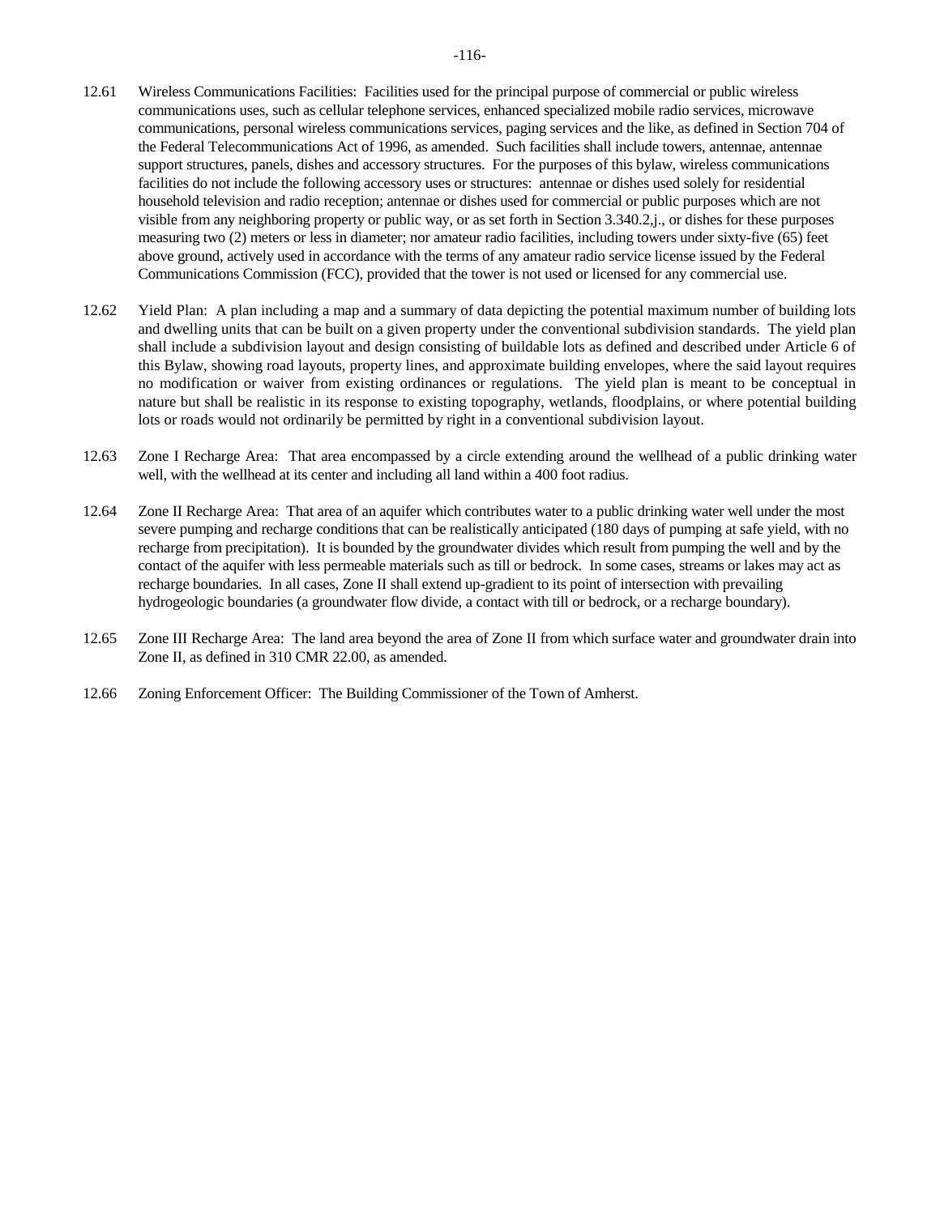12.61 Wireless Communications Facilities: Facilities used for the principal purpose of commercial or public wireless communications uses, such as cellular telephone services, enhanced specialized mobile radio services, microwave communications, personal wireless communications services, paging services and the like, as defined in Section 704 of the Federal Telecommunications Act of 1996, as amended. Such facilities shall include towers, antennae, antennae support structures, panels, dishes and accessory structures. For the purposes of this bylaw, wireless communications facilities do not include the following accessory uses or structures: antennae or dishes used solely for residential household television and radio reception; antennae or dishes used for commercial or public purposes which are not visible from any neighboring property or public way, or as set forth in Section 3.340.2,j., or dishes for these purposes measuring two (2) meters or less in diameter; nor amateur radio facilities, including towers under sixty-five (65) feet above ground, actively used in accordance with the terms of any amateur radio service license issued by the Federal Communications Commission (FCC), provided that the tower is not used or licensed for any commercial use.

12.62 Yield Plan: A plan including a map and a summary of data depicting the potential maximum number of building lots and dwelling units that can be built on a given property under the conventional subdivision standards. The yield plan shall include a subdivision layout and design consisting of buildable lots as defined and described under Article 6 of this Bylaw, showing road layouts, property lines, and approximate building envelopes, where the said layout requires no modification or waiver from existing ordinances or regulations. The yield plan is meant to be conceptual in nature but shall be realistic in its response to existing topography, wetlands, floodplains, or where potential building lots or roads would not ordinarily be permitted by right in a conventional subdivision layout.

12.63 Zone I Recharge Area: That area encompassed by a circle extending around the wellhead of a public drinking water well, with the wellhead at its center and including all land within a 400 foot radius.

12.64 Zone II Recharge Area: That area of an aquifer which contributes water to a public drinking water well under the most severe pumping and recharge conditions that can be realistically anticipated (180 days of pumping at safe yield, with no recharge from precipitation). It is bounded by the groundwater divides which result from pumping the well and by the contact of the aquifer with less permeable materials such as till or bedrock. In some cases, streams or lakes may act as recharge boundaries. In all cases, Zone II shall extend up-gradient to its point of intersection with prevailing hydrogeologic boundaries (a groundwater flow divide, a contact with till or bedrock, or a recharge boundary).

12.65 Zone III Recharge Area: The land area beyond the area of Zone II from which surface water and groundwater drain into Zone II, as defined in 310 CMR 22.00, as amended.

12.66 Zoning Enforcement Officer: The Building Commissioner of the Town of Amherst.